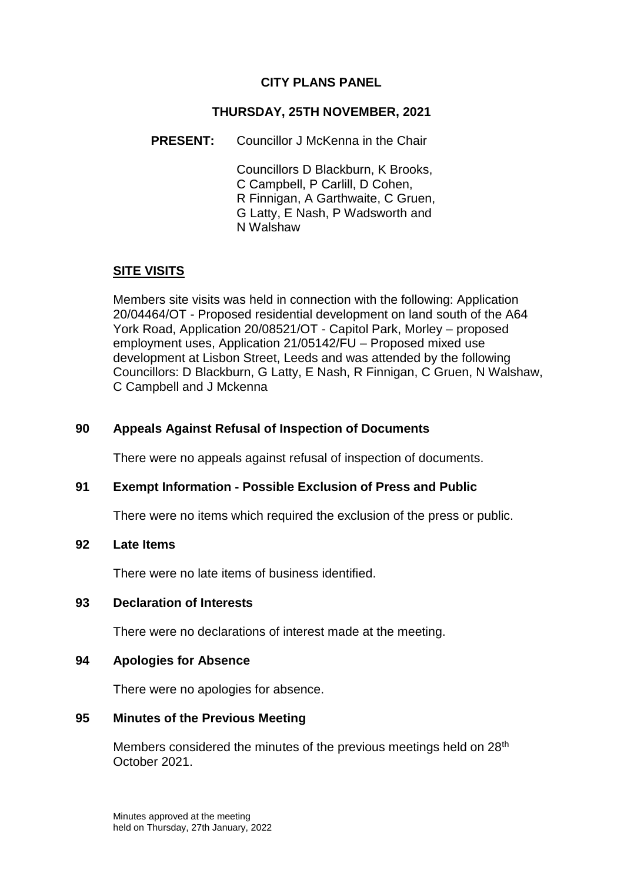# CITY PLANS PANEL

## THURSDAY, 25TH NOVEMBER, 2021

**PRESENT:** Councillor J McKenna in the Chair

Councillors D Blackburn, K Brooks, C Campbell, P Carlill, D Cohen, R Finnigan, A Garthwaite, C Gruen, G Latty, E Nash, P Wadsworth and N Walshaw

## SITE VISITS

Members site visits was held in connection with the following: Application 20/04464/OT - Proposed residential development on land south of the A64 York Road, Application 20/08521/OT - Capitol Park, Morley – proposed employment uses, Application 21/05142/FU – Proposed mixed use development at Lisbon Street, Leeds and was attended by the following Councillors: D Blackburn, G Latty, E Nash, R Finnigan, C Gruen, N Walshaw, C Campbell and J Mckenna

### 90 Appeals Against Refusal of Inspection of Documents

There were no appeals against refusal of inspection of documents.

### 91 Exempt Information - Possible Exclusion of Press and Public

There were no items which required the exclusion of the press or public.

### 92 Late Items

There were no late items of business identified.

### 93 Declaration of Interests

There were no declarations of interest made at the meeting.

### 94 Apologies for Absence

There were no apologies for absence.

### 95 Minutes of the Previous Meeting

Members considered the minutes of the previous meetings held on 28th October 2021.

Minutes approved at the meeting held on Thursday, 27th January, 2022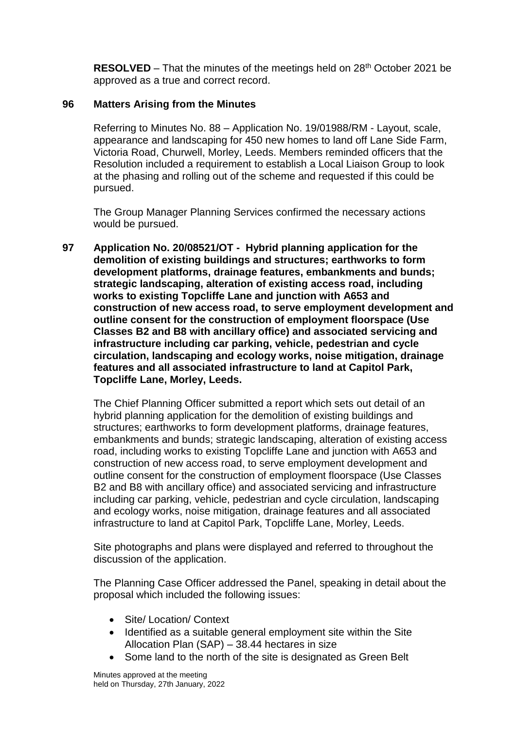**RESOLVED** – That the minutes of the meetings held on 28th October 2021 be approved as a true and correct record.

## 96 Matters Arising from the Minutes

Referring to Minutes No. 88 – Application No. 19/01988/RM - Layout, scale, appearance and landscaping for 450 new homes to land off Lane Side Farm, Victoria Road, Churwell, Morley, Leeds. Members reminded officers that the Resolution included a requirement to establish a Local Liaison Group to look at the phasing and rolling out of the scheme and requested if this could be pursued.

The Group Manager Planning Services confirmed the necessary actions would be pursued.

## 97 Application No. 20/08521/OT - Hybrid planning application for the demolition of existing buildings and structures; earthworks to form development platforms, drainage features, embankments and bunds; strategic landscaping, alteration of existing access road, including works to existing Topcliffe Lane and junction with A653 and construction of new access road, to serve employment development and outline consent for the construction of employment floorspace (Use Classes B2 and B8 with ancillary office) and associated servicing and infrastructure including car parking, vehicle, pedestrian and cycle circulation, landscaping and ecology works, noise mitigation, drainage features and all associated infrastructure to land at Capitol Park, Topcliffe Lane, Morley, Leeds.

The Chief Planning Officer submitted a report which sets out detail of an hybrid planning application for the demolition of existing buildings and structures; earthworks to form development platforms, drainage features, embankments and bunds; strategic landscaping, alteration of existing access road, including works to existing Topcliffe Lane and junction with A653 and construction of new access road, to serve employment development and outline consent for the construction of employment floorspace (Use Classes B2 and B8 with ancillary office) and associated servicing and infrastructure including car parking, vehicle, pedestrian and cycle circulation, landscaping and ecology works, noise mitigation, drainage features and all associated infrastructure to land at Capitol Park, Topcliffe Lane, Morley, Leeds.

Site photographs and plans were displayed and referred to throughout the discussion of the application.

The Planning Case Officer addressed the Panel, speaking in detail about the proposal which included the following issues:

- Site/ Location/ Context
- Identified as a suitable general employment site within the Site Allocation Plan (SAP) – 38.44 hectares in size
- Some land to the north of the site is designated as Green Belt

Minutes approved at the meeting held on Thursday, 27th January, 2022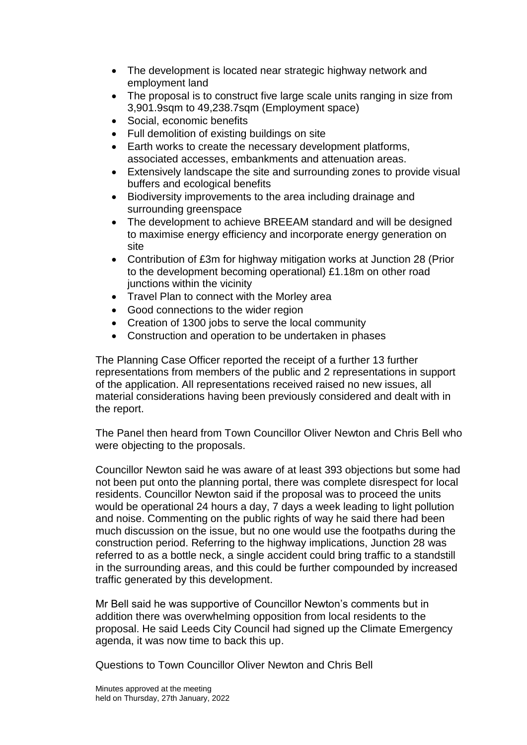- The development is located near strategic highway network and employment land
- The proposal is to construct five large scale units ranging in size from 3,901.9sqm to 49,238.7sqm (Employment space)
- Social, economic benefits
- Full demolition of existing buildings on site
- Earth works to create the necessary development platforms, associated accesses, embankments and attenuation areas.
- Extensively landscape the site and surrounding zones to provide visual buffers and ecological benefits
- Biodiversity improvements to the area including drainage and surrounding greenspace
- The development to achieve BREEAM standard and will be designed to maximise energy efficiency and incorporate energy generation on site
- Contribution of £3m for highway mitigation works at Junction 28 (Prior to the development becoming operational) £1.18m on other road junctions within the vicinity
- Travel Plan to connect with the Morley area
- Good connections to the wider region
- Creation of 1300 jobs to serve the local community
- Construction and operation to be undertaken in phases

The Planning Case Officer reported the receipt of a further 13 further representations from members of the public and 2 representations in support of the application. All representations received raised no new issues, all material considerations having been previously considered and dealt with in the report.

The Panel then heard from Town Councillor Oliver Newton and Chris Bell who were objecting to the proposals.

Councillor Newton said he was aware of at least 393 objections but some had not been put onto the planning portal, there was complete disrespect for local residents. Councillor Newton said if the proposal was to proceed the units would be operational 24 hours a day, 7 days a week leading to light pollution and noise. Commenting on the public rights of way he said there had been much discussion on the issue, but no one would use the footpaths during the construction period. Referring to the highway implications, Junction 28 was referred to as a bottle neck, a single accident could bring traffic to a standstill in the surrounding areas, and this could be further compounded by increased traffic generated by this development.

Mr Bell said he was supportive of Councillor Newton's comments but in addition there was overwhelming opposition from local residents to the proposal. He said Leeds City Council had signed up the Climate Emergency agenda, it was now time to back this up.

Questions to Town Councillor Oliver Newton and Chris Bell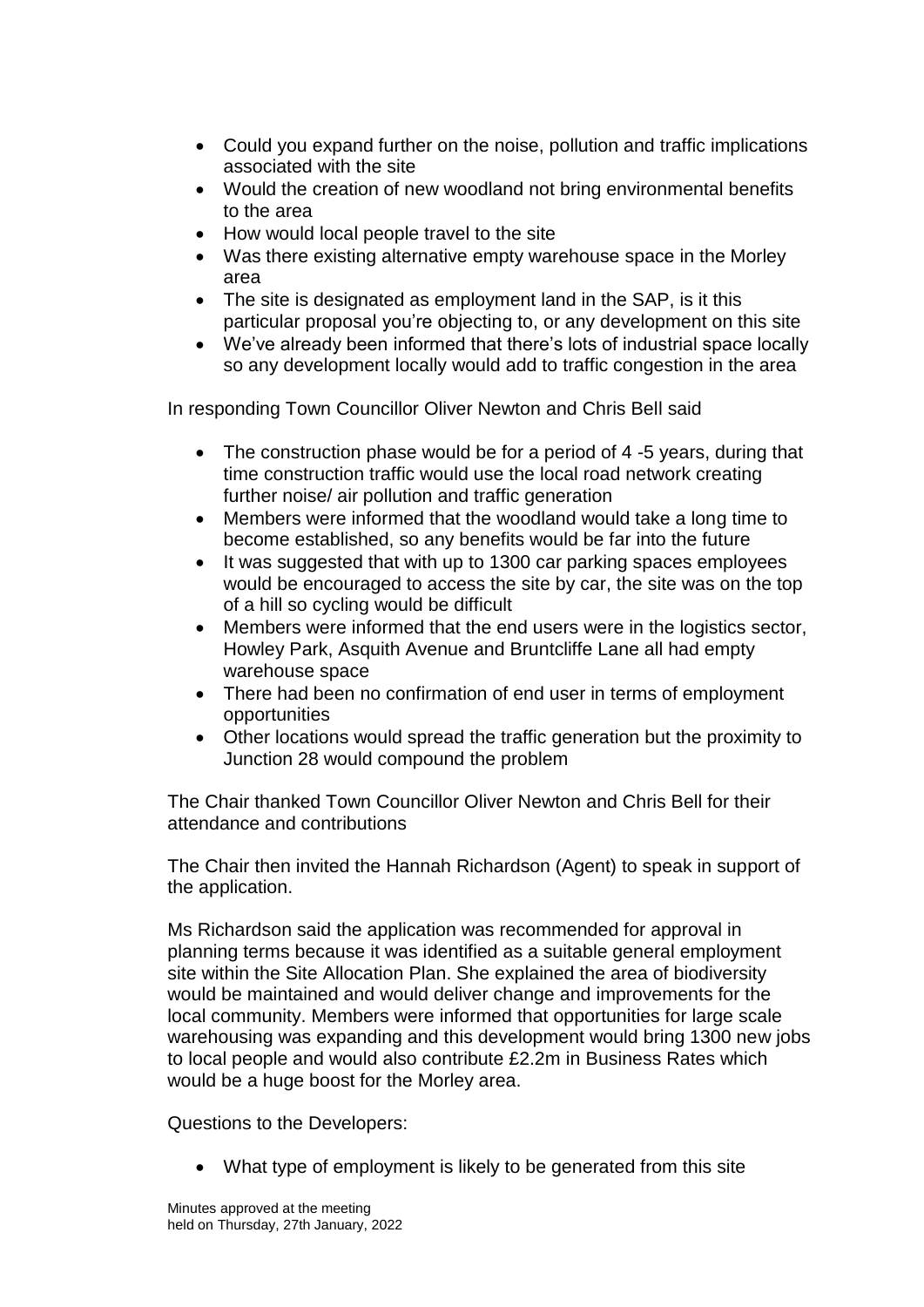- Could you expand further on the noise, pollution and traffic implications associated with the site
- Would the creation of new woodland not bring environmental benefits to the area
- How would local people travel to the site
- Was there existing alternative empty warehouse space in the Morley area
- The site is designated as employment land in the SAP, is it this particular proposal you're objecting to, or any development on this site
- We've already been informed that there's lots of industrial space locally so any development locally would add to traffic congestion in the area

In responding Town Councillor Oliver Newton and Chris Bell said

- The construction phase would be for a period of 4 -5 years, during that time construction traffic would use the local road network creating further noise/ air pollution and traffic generation
- Members were informed that the woodland would take a long time to become established, so any benefits would be far into the future
- It was suggested that with up to 1300 car parking spaces employees would be encouraged to access the site by car, the site was on the top of a hill so cycling would be difficult
- Members were informed that the end users were in the logistics sector, Howley Park, Asquith Avenue and Bruntcliffe Lane all had empty warehouse space
- There had been no confirmation of end user in terms of employment opportunities
- Other locations would spread the traffic generation but the proximity to Junction 28 would compound the problem

The Chair thanked Town Councillor Oliver Newton and Chris Bell for their attendance and contributions

The Chair then invited the Hannah Richardson (Agent) to speak in support of the application.

Ms Richardson said the application was recommended for approval in planning terms because it was identified as a suitable general employment site within the Site Allocation Plan. She explained the area of biodiversity would be maintained and would deliver change and improvements for the local community. Members were informed that opportunities for large scale warehousing was expanding and this development would bring 1300 new jobs to local people and would also contribute £2.2m in Business Rates which would be a huge boost for the Morley area.

Questions to the Developers:

- What type of employment is likely to be generated from this site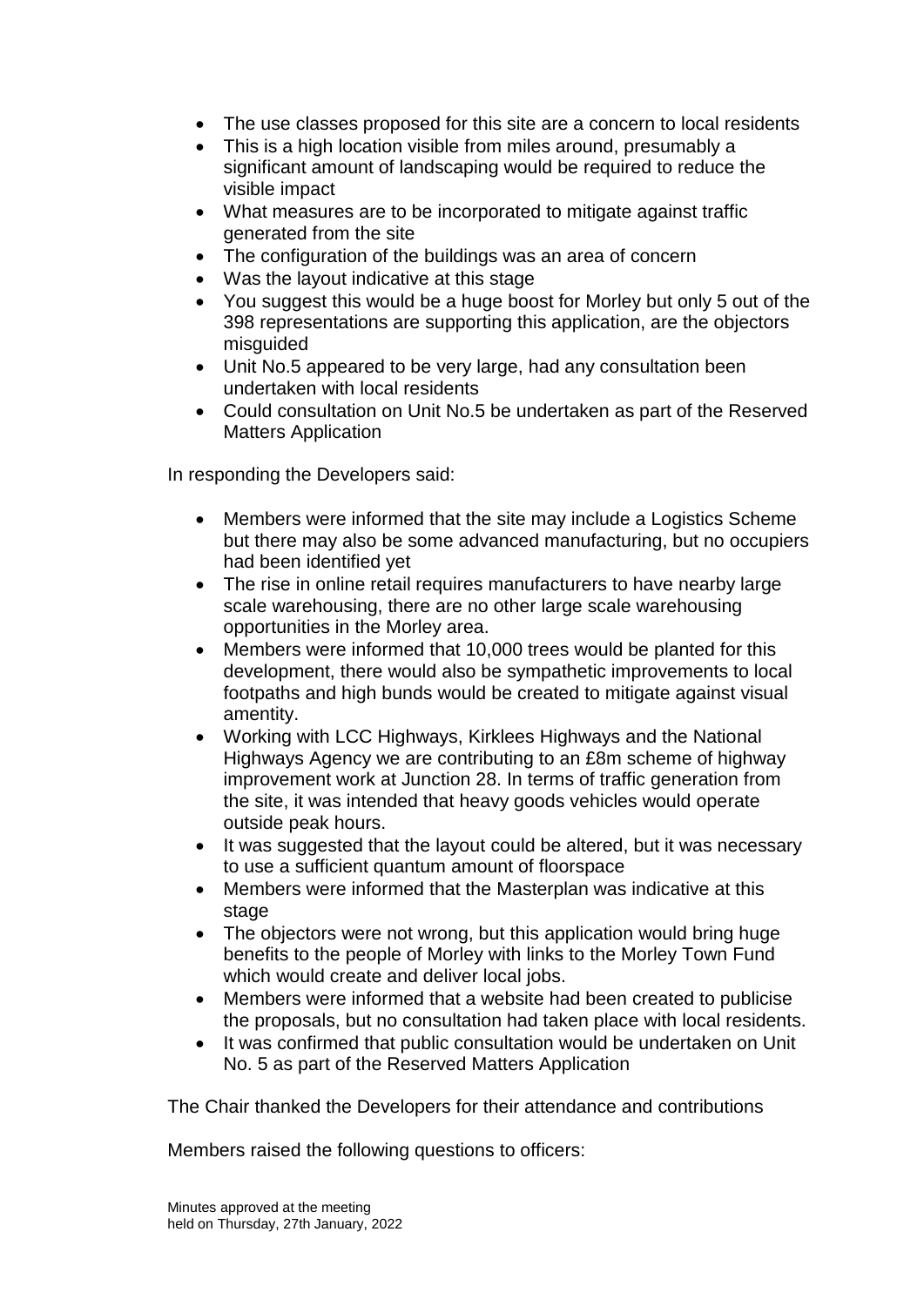- The use classes proposed for this site are a concern to local residents
- This is a high location visible from miles around, presumably a significant amount of landscaping would be required to reduce the visible impact
- What measures are to be incorporated to mitigate against traffic generated from the site
- The configuration of the buildings was an area of concern
- Was the layout indicative at this stage
- You suggest this would be a huge boost for Morley but only 5 out of the 398 representations are supporting this application, are the objectors misguided
- Unit No.5 appeared to be very large, had any consultation been undertaken with local residents
- Could consultation on Unit No.5 be undertaken as part of the Reserved Matters Application

In responding the Developers said:

- Members were informed that the site may include a Logistics Scheme but there may also be some advanced manufacturing, but no occupiers had been identified yet
- The rise in online retail requires manufacturers to have nearby large scale warehousing, there are no other large scale warehousing opportunities in the Morley area.
- Members were informed that 10,000 trees would be planted for this development, there would also be sympathetic improvements to local footpaths and high bunds would be created to mitigate against visual amentity.
- Working with LCC Highways, Kirklees Highways and the National Highways Agency we are contributing to an £8m scheme of highway improvement work at Junction 28. In terms of traffic generation from the site, it was intended that heavy goods vehicles would operate outside peak hours.
- It was suggested that the layout could be altered, but it was necessary to use a sufficient quantum amount of floorspace
- Members were informed that the Masterplan was indicative at this stage
- The objectors were not wrong, but this application would bring huge benefits to the people of Morley with links to the Morley Town Fund which would create and deliver local jobs.
- Members were informed that a website had been created to publicise the proposals, but no consultation had taken place with local residents.
- It was confirmed that public consultation would be undertaken on Unit No. 5 as part of the Reserved Matters Application

The Chair thanked the Developers for their attendance and contributions

Members raised the following questions to officers: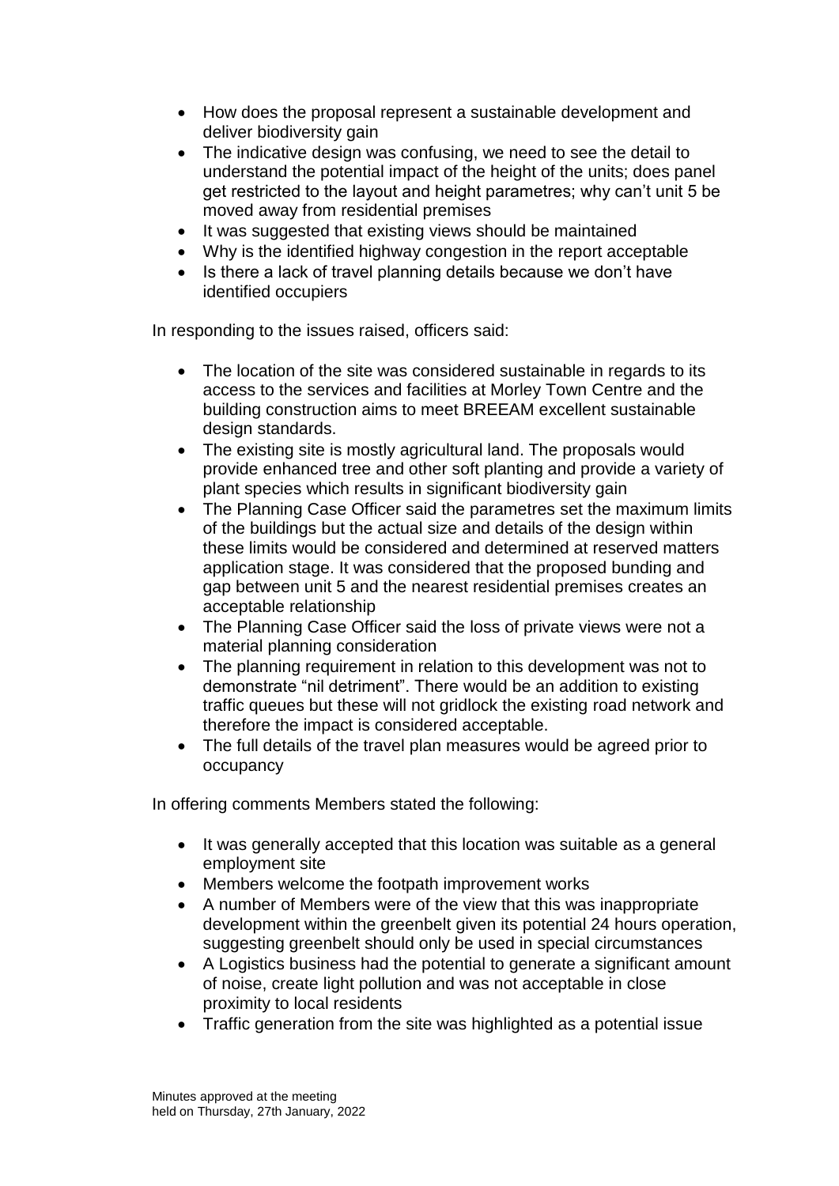- How does the proposal represent a sustainable development and deliver biodiversity gain
- The indicative design was confusing, we need to see the detail to understand the potential impact of the height of the units; does panel get restricted to the layout and height parametres; why can't unit 5 be moved away from residential premises
- It was suggested that existing views should be maintained
- Why is the identified highway congestion in the report acceptable
- Is there a lack of travel planning details because we don't have identified occupiers

In responding to the issues raised, officers said:

- The location of the site was considered sustainable in regards to its access to the services and facilities at Morley Town Centre and the building construction aims to meet BREEAM excellent sustainable design standards.
- The existing site is mostly agricultural land. The proposals would provide enhanced tree and other soft planting and provide a variety of plant species which results in significant biodiversity gain
- The Planning Case Officer said the parametres set the maximum limits of the buildings but the actual size and details of the design within these limits would be considered and determined at reserved matters application stage. It was considered that the proposed bunding and gap between unit 5 and the nearest residential premises creates an acceptable relationship
- The Planning Case Officer said the loss of private views were not a material planning consideration
- The planning requirement in relation to this development was not to demonstrate "nil detriment". There would be an addition to existing traffic queues but these will not gridlock the existing road network and therefore the impact is considered acceptable.
- The full details of the travel plan measures would be agreed prior to occupancy

In offering comments Members stated the following:

- It was generally accepted that this location was suitable as a general employment site
- Members welcome the footpath improvement works
- A number of Members were of the view that this was inappropriate development within the greenbelt given its potential 24 hours operation, suggesting greenbelt should only be used in special circumstances
- A Logistics business had the potential to generate a significant amount of noise, create light pollution and was not acceptable in close proximity to local residents
- Traffic generation from the site was highlighted as a potential issue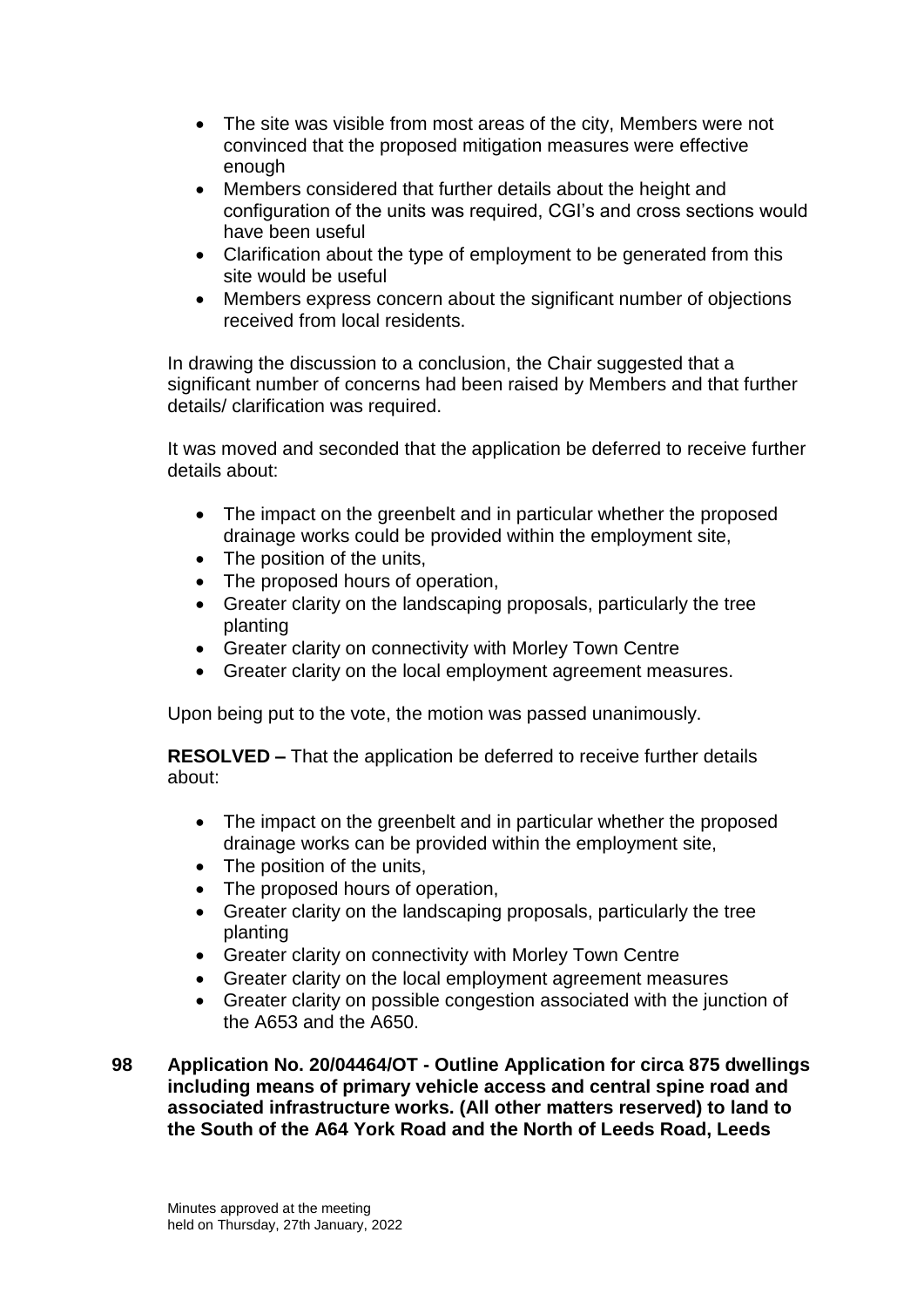- The site was visible from most areas of the city, Members were not convinced that the proposed mitigation measures were effective enough
- Members considered that further details about the height and configuration of the units was required, CGI's and cross sections would have been useful
- Clarification about the type of employment to be generated from this site would be useful
- Members express concern about the significant number of objections received from local residents.

In drawing the discussion to a conclusion, the Chair suggested that a significant number of concerns had been raised by Members and that further details/ clarification was required.

It was moved and seconded that the application be deferred to receive further details about:

- The impact on the greenbelt and in particular whether the proposed drainage works could be provided within the employment site,
- The position of the units,
- The proposed hours of operation,
- Greater clarity on the landscaping proposals, particularly the tree planting
- Greater clarity on connectivity with Morley Town Centre
- Greater clarity on the local employment agreement measures.

Upon being put to the vote, the motion was passed unanimously.

**RESOLVED –** That the application be deferred to receive further details about:

- The impact on the greenbelt and in particular whether the proposed drainage works can be provided within the employment site,
- The position of the units,
- The proposed hours of operation,
- Greater clarity on the landscaping proposals, particularly the tree planting
- Greater clarity on connectivity with Morley Town Centre
- Greater clarity on the local employment agreement measures
- Greater clarity on possible congestion associated with the junction of the A653 and the A650.

**98 Application No. 20/04464/OT - Outline Application for circa 875 dwellings including means of primary vehicle access and central spine road and associated infrastructure works. (All other matters reserved) to land to the South of the A64 York Road and the North of Leeds Road, Leeds**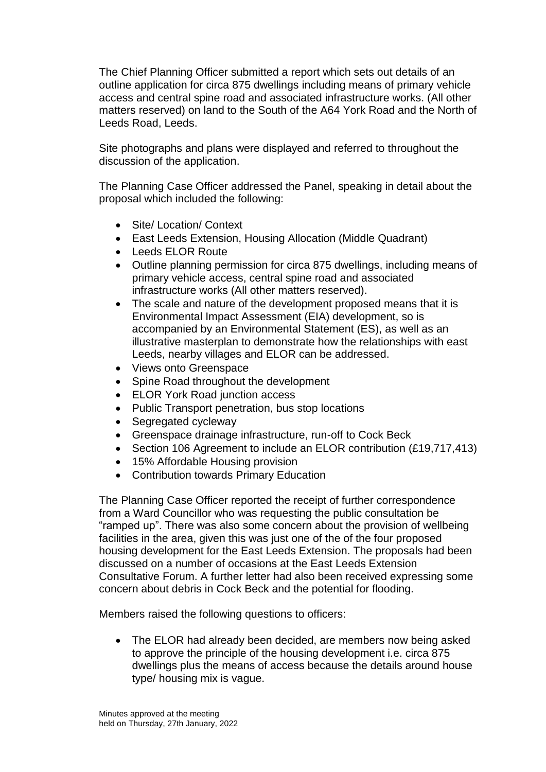The Chief Planning Officer submitted a report which sets out details of an outline application for circa 875 dwellings including means of primary vehicle access and central spine road and associated infrastructure works. (All other matters reserved) on land to the South of the A64 York Road and the North of Leeds Road, Leeds.

Site photographs and plans were displayed and referred to throughout the discussion of the application.

The Planning Case Officer addressed the Panel, speaking in detail about the proposal which included the following:

- Site/ Location/ Context
- East Leeds Extension, Housing Allocation (Middle Quadrant)
- Leeds ELOR Route
- Outline planning permission for circa 875 dwellings, including means of primary vehicle access, central spine road and associated infrastructure works (All other matters reserved).
- The scale and nature of the development proposed means that it is Environmental Impact Assessment (EIA) development, so is accompanied by an Environmental Statement (ES), as well as an illustrative masterplan to demonstrate how the relationships with east Leeds, nearby villages and ELOR can be addressed.
- Views onto Greenspace
- Spine Road throughout the development
- ELOR York Road junction access
- Public Transport penetration, bus stop locations
- Segregated cycleway
- Greenspace drainage infrastructure, run-off to Cock Beck
- Section 106 Agreement to include an ELOR contribution (£19,717,413)
- 15% Affordable Housing provision
- Contribution towards Primary Education

The Planning Case Officer reported the receipt of further correspondence from a Ward Councillor who was requesting the public consultation be "ramped up". There was also some concern about the provision of wellbeing facilities in the area, given this was just one of the of the four proposed housing development for the East Leeds Extension. The proposals had been discussed on a number of occasions at the East Leeds Extension Consultative Forum. A further letter had also been received expressing some concern about debris in Cock Beck and the potential for flooding.

Members raised the following questions to officers:

- The ELOR had already been decided, are members now being asked to approve the principle of the housing development i.e. circa 875 dwellings plus the means of access because the details around house type/ housing mix is vague.

Minutes approved at the meeting
held on Thursday, 27th January, 2022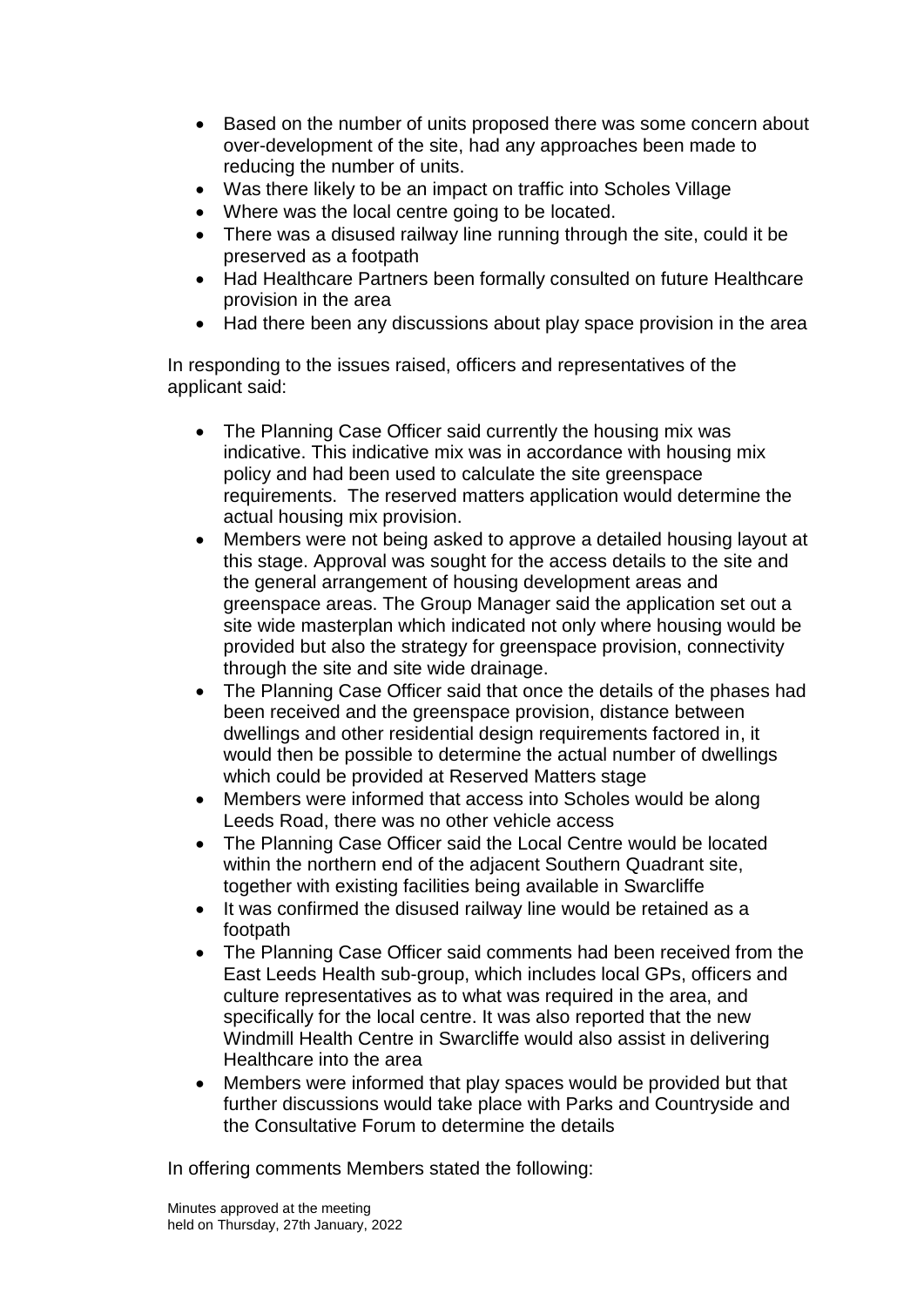- Based on the number of units proposed there was some concern about over-development of the site, had any approaches been made to reducing the number of units.
- Was there likely to be an impact on traffic into Scholes Village
- Where was the local centre going to be located.
- There was a disused railway line running through the site, could it be preserved as a footpath
- Had Healthcare Partners been formally consulted on future Healthcare provision in the area
- Had there been any discussions about play space provision in the area

In responding to the issues raised, officers and representatives of the applicant said:

- The Planning Case Officer said currently the housing mix was indicative. This indicative mix was in accordance with housing mix policy and had been used to calculate the site greenspace requirements. The reserved matters application would determine the actual housing mix provision.
- Members were not being asked to approve a detailed housing layout at this stage. Approval was sought for the access details to the site and the general arrangement of housing development areas and greenspace areas. The Group Manager said the application set out a site wide masterplan which indicated not only where housing would be provided but also the strategy for greenspace provision, connectivity through the site and site wide drainage.
- The Planning Case Officer said that once the details of the phases had been received and the greenspace provision, distance between dwellings and other residential design requirements factored in, it would then be possible to determine the actual number of dwellings which could be provided at Reserved Matters stage
- Members were informed that access into Scholes would be along Leeds Road, there was no other vehicle access
- The Planning Case Officer said the Local Centre would be located within the northern end of the adjacent Southern Quadrant site, together with existing facilities being available in Swarcliffe
- It was confirmed the disused railway line would be retained as a footpath
- The Planning Case Officer said comments had been received from the East Leeds Health sub-group, which includes local GPs, officers and culture representatives as to what was required in the area, and specifically for the local centre. It was also reported that the new Windmill Health Centre in Swarcliffe would also assist in delivering Healthcare into the area
- Members were informed that play spaces would be provided but that further discussions would take place with Parks and Countryside and the Consultative Forum to determine the details

In offering comments Members stated the following: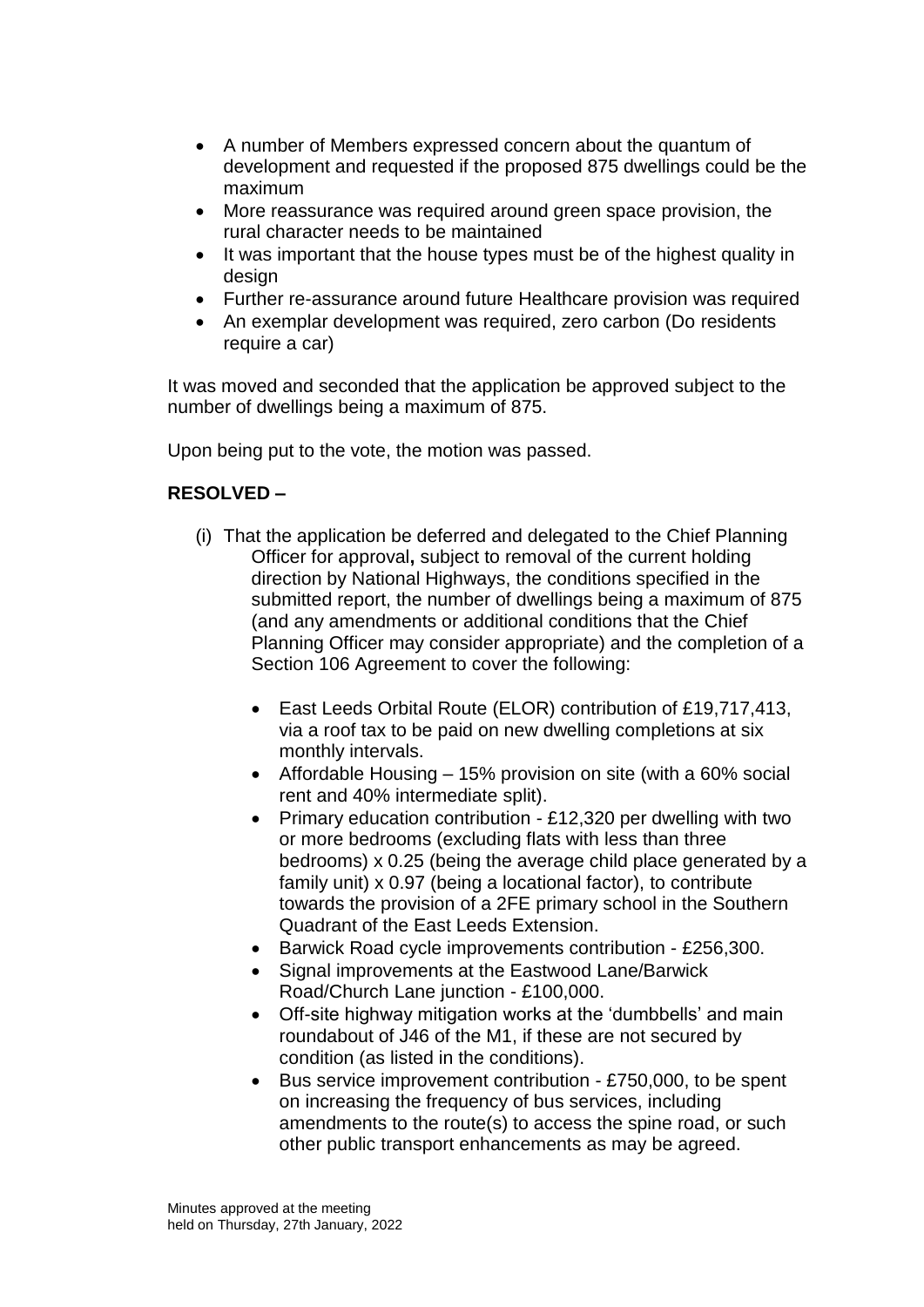- A number of Members expressed concern about the quantum of development and requested if the proposed 875 dwellings could be the maximum
- More reassurance was required around green space provision, the rural character needs to be maintained
- It was important that the house types must be of the highest quality in design
- Further re-assurance around future Healthcare provision was required
- An exemplar development was required, zero carbon (Do residents require a car)

It was moved and seconded that the application be approved subject to the number of dwellings being a maximum of 875.

Upon being put to the vote, the motion was passed.

**RESOLVED –**

(i) That the application be deferred and delegated to the Chief Planning Officer for approval**,** subject to removal of the current holding direction by National Highways, the conditions specified in the submitted report, the number of dwellings being a maximum of 875 (and any amendments or additional conditions that the Chief Planning Officer may consider appropriate) and the completion of a Section 106 Agreement to cover the following:

- East Leeds Orbital Route (ELOR) contribution of £19,717,413, via a roof tax to be paid on new dwelling completions at six monthly intervals.
- Affordable Housing – 15% provision on site (with a 60% social rent and 40% intermediate split).
- Primary education contribution - £12,320 per dwelling with two or more bedrooms (excluding flats with less than three bedrooms) x 0.25 (being the average child place generated by a family unit) x 0.97 (being a locational factor), to contribute towards the provision of a 2FE primary school in the Southern Quadrant of the East Leeds Extension.
- Barwick Road cycle improvements contribution - £256,300.
- Signal improvements at the Eastwood Lane/Barwick Road/Church Lane junction - £100,000.
- Off-site highway mitigation works at the 'dumbbells' and main roundabout of J46 of the M1, if these are not secured by condition (as listed in the conditions).
- Bus service improvement contribution - £750,000, to be spent on increasing the frequency of bus services, including amendments to the route(s) to access the spine road, or such other public transport enhancements as may be agreed.

Minutes approved at the meeting
held on Thursday, 27th January, 2022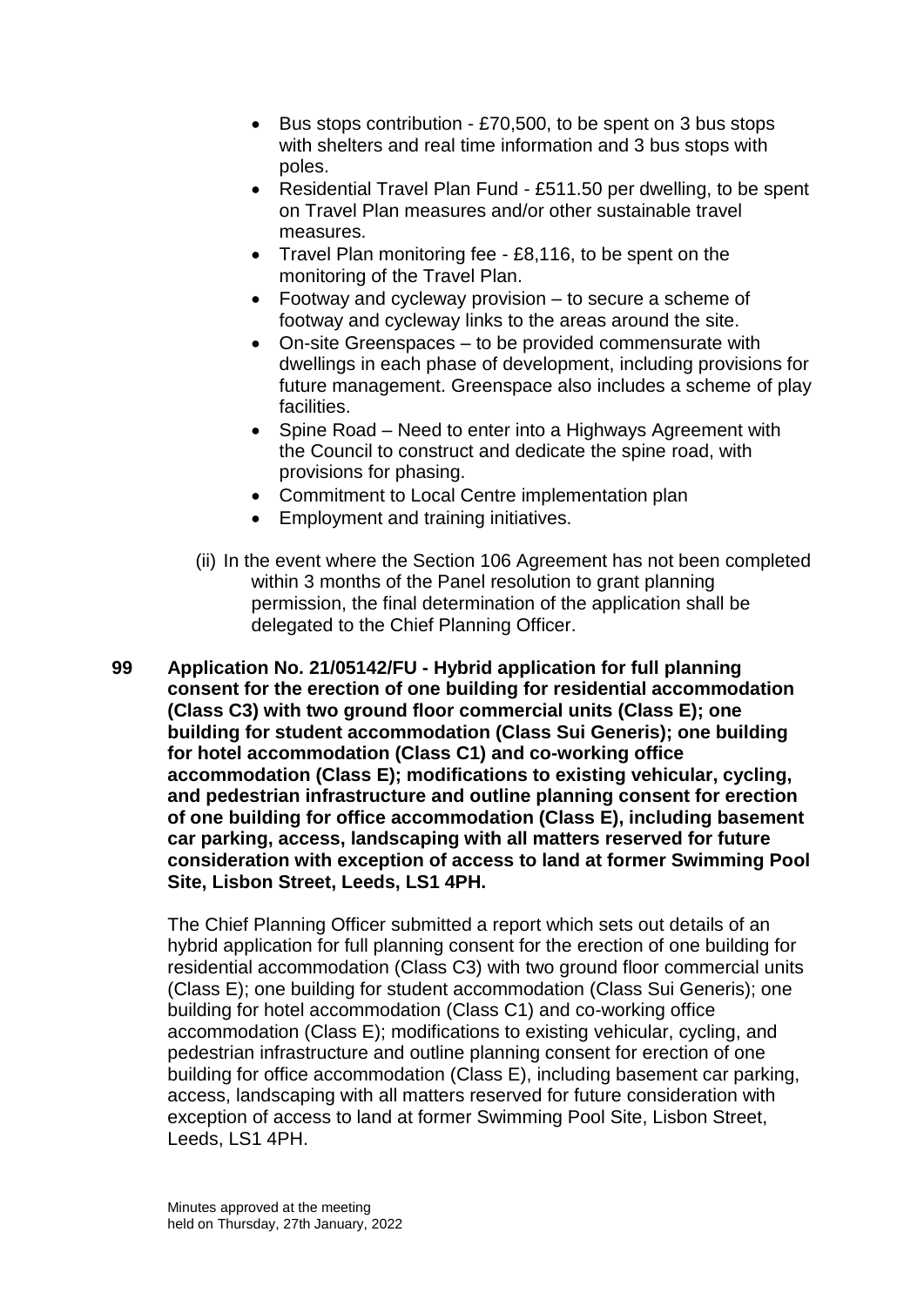- Bus stops contribution - £70,500, to be spent on 3 bus stops with shelters and real time information and 3 bus stops with poles.
- Residential Travel Plan Fund - £511.50 per dwelling, to be spent on Travel Plan measures and/or other sustainable travel measures.
- Travel Plan monitoring fee - £8,116, to be spent on the monitoring of the Travel Plan.
- Footway and cycleway provision – to secure a scheme of footway and cycleway links to the areas around the site.
- On-site Greenspaces – to be provided commensurate with dwellings in each phase of development, including provisions for future management. Greenspace also includes a scheme of play facilities.
- Spine Road – Need to enter into a Highways Agreement with the Council to construct and dedicate the spine road, with provisions for phasing.
- Commitment to Local Centre implementation plan
- Employment and training initiatives.

(ii) In the event where the Section 106 Agreement has not been completed within 3 months of the Panel resolution to grant planning permission, the final determination of the application shall be delegated to the Chief Planning Officer.

**99 Application No. 21/05142/FU - Hybrid application for full planning consent for the erection of one building for residential accommodation (Class C3) with two ground floor commercial units (Class E); one building for student accommodation (Class Sui Generis); one building for hotel accommodation (Class C1) and co-working office accommodation (Class E); modifications to existing vehicular, cycling, and pedestrian infrastructure and outline planning consent for erection of one building for office accommodation (Class E), including basement car parking, access, landscaping with all matters reserved for future consideration with exception of access to land at former Swimming Pool Site, Lisbon Street, Leeds, LS1 4PH.**

The Chief Planning Officer submitted a report which sets out details of an hybrid application for full planning consent for the erection of one building for residential accommodation (Class C3) with two ground floor commercial units (Class E); one building for student accommodation (Class Sui Generis); one building for hotel accommodation (Class C1) and co-working office accommodation (Class E); modifications to existing vehicular, cycling, and pedestrian infrastructure and outline planning consent for erection of one building for office accommodation (Class E), including basement car parking, access, landscaping with all matters reserved for future consideration with exception of access to land at former Swimming Pool Site, Lisbon Street, Leeds, LS1 4PH.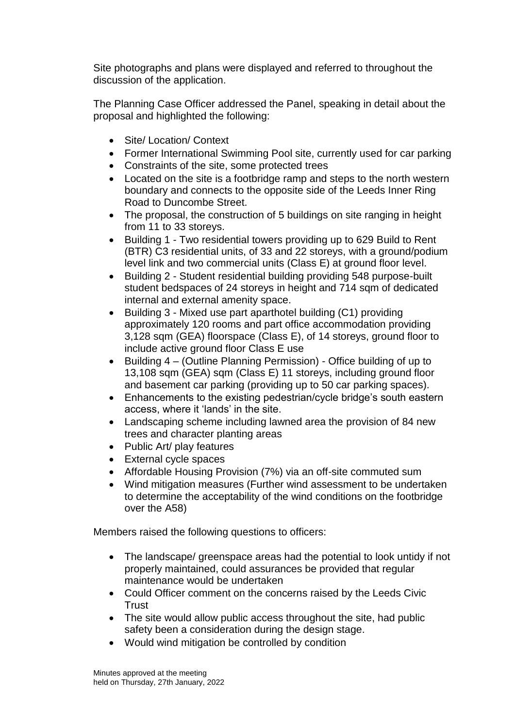Site photographs and plans were displayed and referred to throughout the discussion of the application.

The Planning Case Officer addressed the Panel, speaking in detail about the proposal and highlighted the following:

- Site/ Location/ Context
- Former International Swimming Pool site, currently used for car parking
- Constraints of the site, some protected trees
- Located on the site is a footbridge ramp and steps to the north western boundary and connects to the opposite side of the Leeds Inner Ring Road to Duncombe Street.
- The proposal, the construction of 5 buildings on site ranging in height from 11 to 33 storeys.
- Building 1 - Two residential towers providing up to 629 Build to Rent (BTR) C3 residential units, of 33 and 22 storeys, with a ground/podium level link and two commercial units (Class E) at ground floor level.
- Building 2 - Student residential building providing 548 purpose-built student bedspaces of 24 storeys in height and 714 sqm of dedicated internal and external amenity space.
- Building 3 - Mixed use part aparthotel building (C1) providing approximately 120 rooms and part office accommodation providing 3,128 sqm (GEA) floorspace (Class E), of 14 storeys, ground floor to include active ground floor Class E use
- Building 4 – (Outline Planning Permission) - Office building of up to 13,108 sqm (GEA) sqm (Class E) 11 storeys, including ground floor and basement car parking (providing up to 50 car parking spaces).
- Enhancements to the existing pedestrian/cycle bridge's south eastern access, where it 'lands' in the site.
- Landscaping scheme including lawned area the provision of 84 new trees and character planting areas
- Public Art/ play features
- External cycle spaces
- Affordable Housing Provision (7%) via an off-site commuted sum
- Wind mitigation measures (Further wind assessment to be undertaken to determine the acceptability of the wind conditions on the footbridge over the A58)

Members raised the following questions to officers:

- The landscape/ greenspace areas had the potential to look untidy if not properly maintained, could assurances be provided that regular maintenance would be undertaken
- Could Officer comment on the concerns raised by the Leeds Civic Trust
- The site would allow public access throughout the site, had public safety been a consideration during the design stage.
- Would wind mitigation be controlled by condition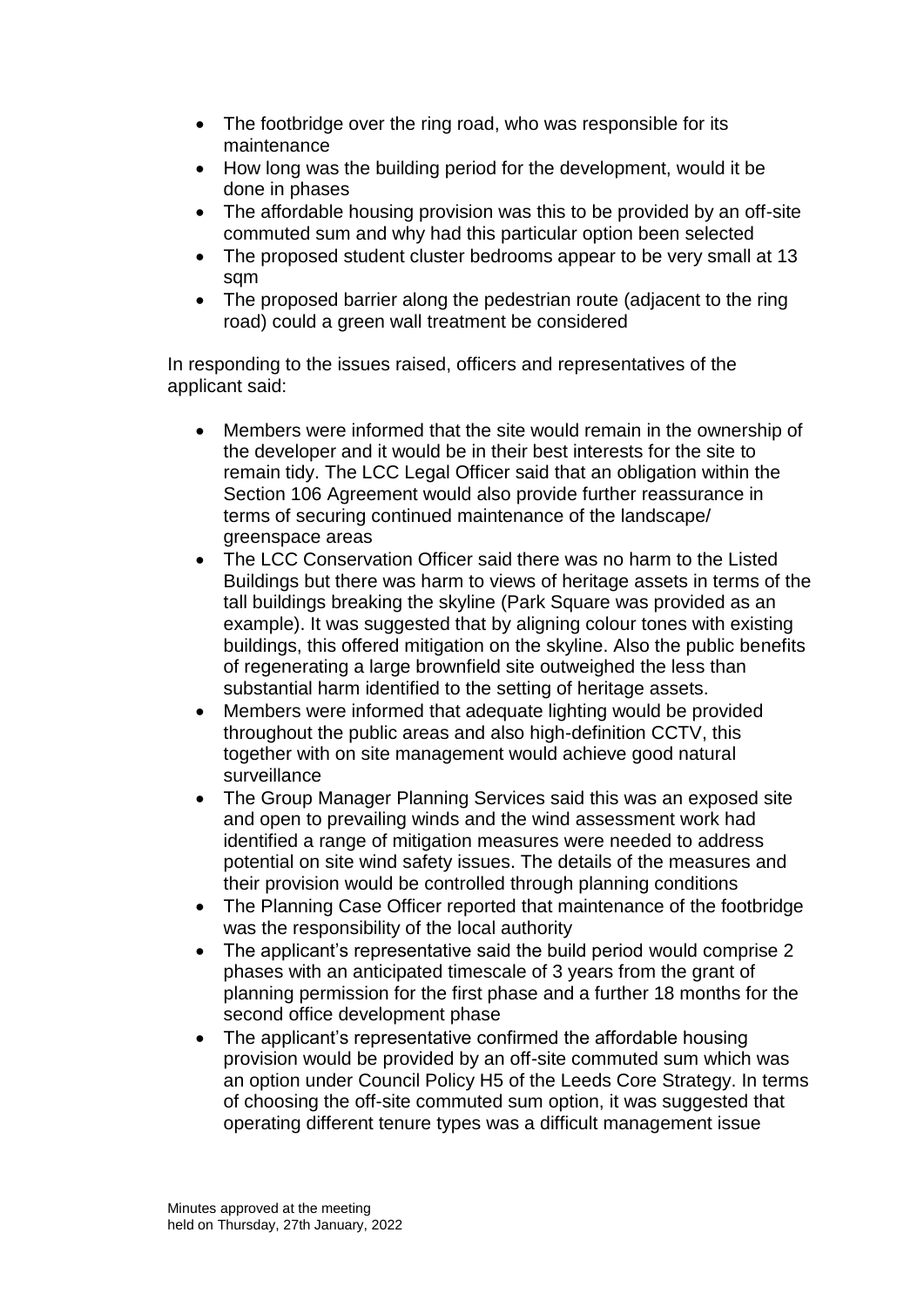- The footbridge over the ring road, who was responsible for its maintenance
- How long was the building period for the development, would it be done in phases
- The affordable housing provision was this to be provided by an off-site commuted sum and why had this particular option been selected
- The proposed student cluster bedrooms appear to be very small at 13 sqm
- The proposed barrier along the pedestrian route (adjacent to the ring road) could a green wall treatment be considered

In responding to the issues raised, officers and representatives of the applicant said:

- Members were informed that the site would remain in the ownership of the developer and it would be in their best interests for the site to remain tidy. The LCC Legal Officer said that an obligation within the Section 106 Agreement would also provide further reassurance in terms of securing continued maintenance of the landscape/ greenspace areas
- The LCC Conservation Officer said there was no harm to the Listed Buildings but there was harm to views of heritage assets in terms of the tall buildings breaking the skyline (Park Square was provided as an example). It was suggested that by aligning colour tones with existing buildings, this offered mitigation on the skyline. Also the public benefits of regenerating a large brownfield site outweighed the less than substantial harm identified to the setting of heritage assets.
- Members were informed that adequate lighting would be provided throughout the public areas and also high-definition CCTV, this together with on site management would achieve good natural surveillance
- The Group Manager Planning Services said this was an exposed site and open to prevailing winds and the wind assessment work had identified a range of mitigation measures were needed to address potential on site wind safety issues. The details of the measures and their provision would be controlled through planning conditions
- The Planning Case Officer reported that maintenance of the footbridge was the responsibility of the local authority
- The applicant's representative said the build period would comprise 2 phases with an anticipated timescale of 3 years from the grant of planning permission for the first phase and a further 18 months for the second office development phase
- The applicant's representative confirmed the affordable housing provision would be provided by an off-site commuted sum which was an option under Council Policy H5 of the Leeds Core Strategy. In terms of choosing the off-site commuted sum option, it was suggested that operating different tenure types was a difficult management issue

Minutes approved at the meeting
held on Thursday, 27th January, 2022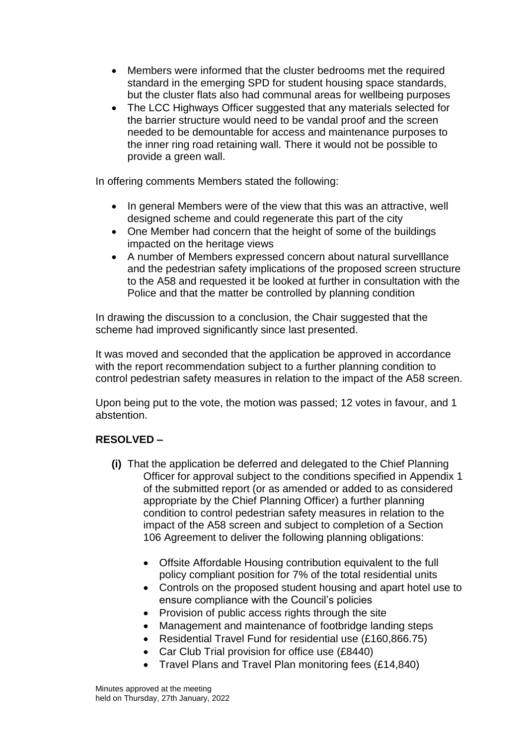- Members were informed that the cluster bedrooms met the required standard in the emerging SPD for student housing space standards, but the cluster flats also had communal areas for wellbeing purposes
- The LCC Highways Officer suggested that any materials selected for the barrier structure would need to be vandal proof and the screen needed to be demountable for access and maintenance purposes to the inner ring road retaining wall. There it would not be possible to provide a green wall.

In offering comments Members stated the following:

- In general Members were of the view that this was an attractive, well designed scheme and could regenerate this part of the city
- One Member had concern that the height of some of the buildings impacted on the heritage views
- A number of Members expressed concern about natural survelllance and the pedestrian safety implications of the proposed screen structure to the A58 and requested it be looked at further in consultation with the Police and that the matter be controlled by planning condition

In drawing the discussion to a conclusion, the Chair suggested that the scheme had improved significantly since last presented.

It was moved and seconded that the application be approved in accordance with the report recommendation subject to a further planning condition to control pedestrian safety measures in relation to the impact of the A58 screen.

Upon being put to the vote, the motion was passed; 12 votes in favour, and 1 abstention.

**RESOLVED –**

**(i)** That the application be deferred and delegated to the Chief Planning Officer for approval subject to the conditions specified in Appendix 1 of the submitted report (or as amended or added to as considered appropriate by the Chief Planning Officer) a further planning condition to control pedestrian safety measures in relation to the impact of the A58 screen and subject to completion of a Section 106 Agreement to deliver the following planning obligations:

- Offsite Affordable Housing contribution equivalent to the full policy compliant position for 7% of the total residential units
- Controls on the proposed student housing and apart hotel use to ensure compliance with the Council's policies
- Provision of public access rights through the site
- Management and maintenance of footbridge landing steps
- Residential Travel Fund for residential use (£160,866.75)
- Car Club Trial provision for office use (£8440)
- Travel Plans and Travel Plan monitoring fees (£14,840)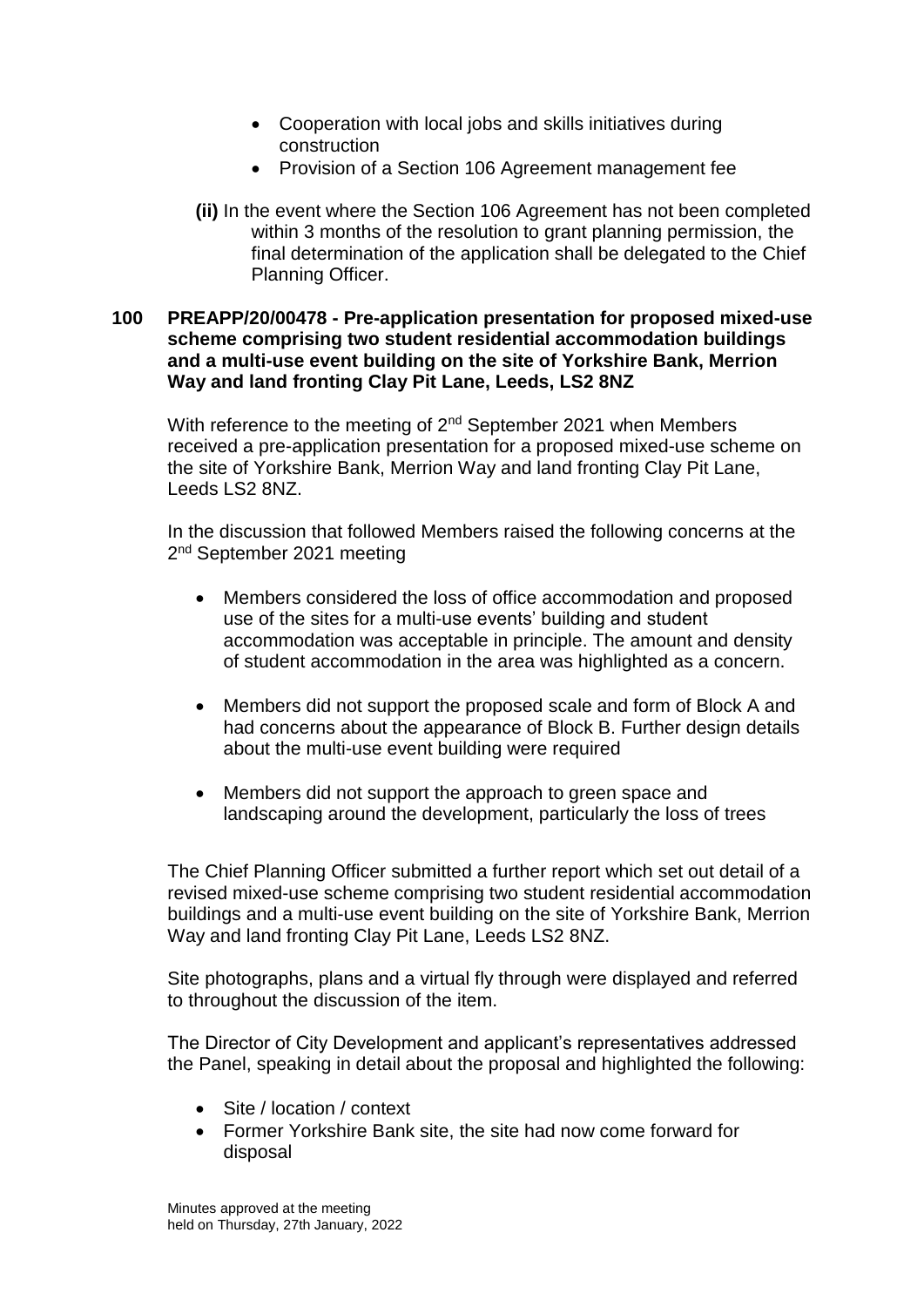- Cooperation with local jobs and skills initiatives during construction
- Provision of a Section 106 Agreement management fee

**(ii)** In the event where the Section 106 Agreement has not been completed within 3 months of the resolution to grant planning permission, the final determination of the application shall be delegated to the Chief Planning Officer.

**100 PREAPP/20/00478 - Pre-application presentation for proposed mixed-use scheme comprising two student residential accommodation buildings and a multi-use event building on the site of Yorkshire Bank, Merrion Way and land fronting Clay Pit Lane, Leeds, LS2 8NZ**

With reference to the meeting of 2nd September 2021 when Members received a pre-application presentation for a proposed mixed-use scheme on the site of Yorkshire Bank, Merrion Way and land fronting Clay Pit Lane, Leeds LS2 8NZ.

In the discussion that followed Members raised the following concerns at the 2nd September 2021 meeting

- Members considered the loss of office accommodation and proposed use of the sites for a multi-use events' building and student accommodation was acceptable in principle. The amount and density of student accommodation in the area was highlighted as a concern.
- Members did not support the proposed scale and form of Block A and had concerns about the appearance of Block B. Further design details about the multi-use event building were required
- Members did not support the approach to green space and landscaping around the development, particularly the loss of trees

The Chief Planning Officer submitted a further report which set out detail of a revised mixed-use scheme comprising two student residential accommodation buildings and a multi-use event building on the site of Yorkshire Bank, Merrion Way and land fronting Clay Pit Lane, Leeds LS2 8NZ.

Site photographs, plans and a virtual fly through were displayed and referred to throughout the discussion of the item.

The Director of City Development and applicant's representatives addressed the Panel, speaking in detail about the proposal and highlighted the following:

- Site / location / context
- Former Yorkshire Bank site, the site had now come forward for disposal

Minutes approved at the meeting held on Thursday, 27th January, 2022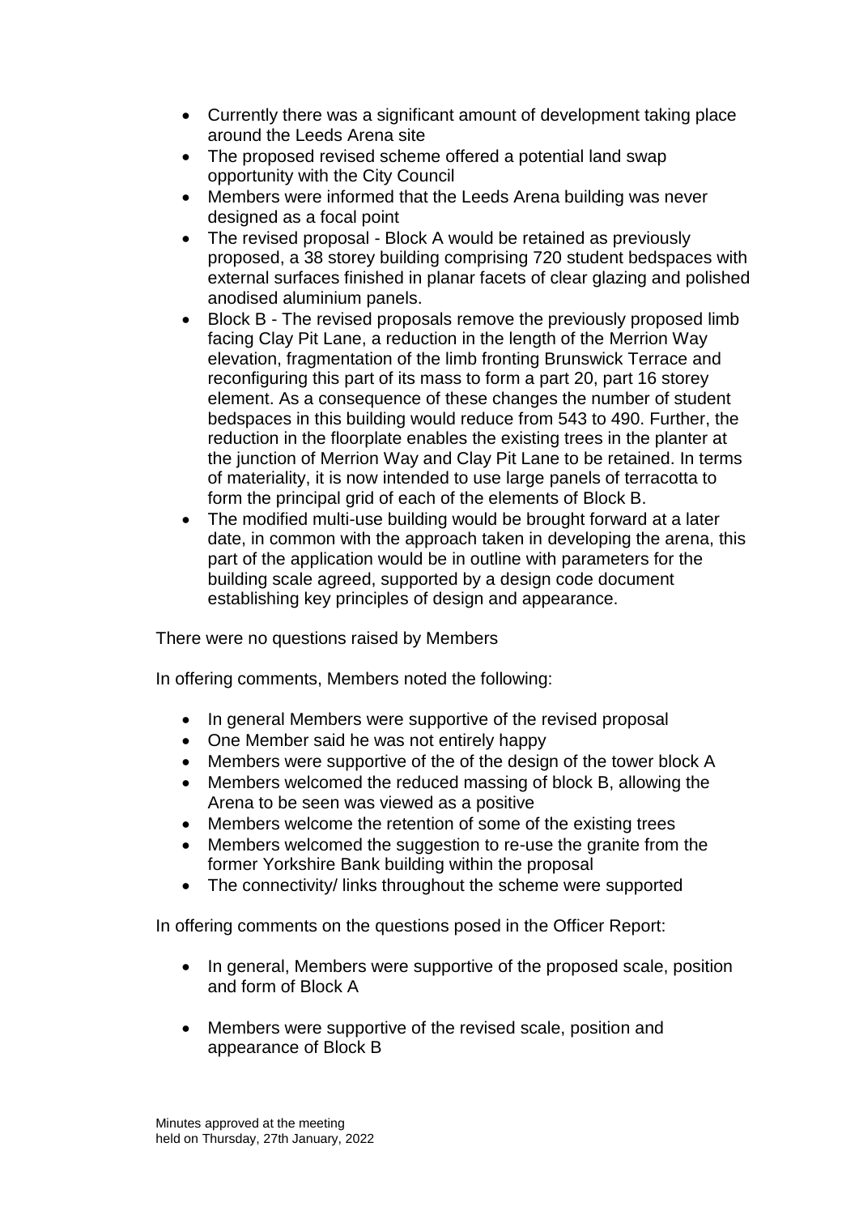- Currently there was a significant amount of development taking place around the Leeds Arena site
- The proposed revised scheme offered a potential land swap opportunity with the City Council
- Members were informed that the Leeds Arena building was never designed as a focal point
- The revised proposal - Block A would be retained as previously proposed, a 38 storey building comprising 720 student bedspaces with external surfaces finished in planar facets of clear glazing and polished anodised aluminium panels.
- Block B - The revised proposals remove the previously proposed limb facing Clay Pit Lane, a reduction in the length of the Merrion Way elevation, fragmentation of the limb fronting Brunswick Terrace and reconfiguring this part of its mass to form a part 20, part 16 storey element. As a consequence of these changes the number of student bedspaces in this building would reduce from 543 to 490. Further, the reduction in the floorplate enables the existing trees in the planter at the junction of Merrion Way and Clay Pit Lane to be retained. In terms of materiality, it is now intended to use large panels of terracotta to form the principal grid of each of the elements of Block B.
- The modified multi-use building would be brought forward at a later date, in common with the approach taken in developing the arena, this part of the application would be in outline with parameters for the building scale agreed, supported by a design code document establishing key principles of design and appearance.

There were no questions raised by Members

In offering comments, Members noted the following:

- In general Members were supportive of the revised proposal
- One Member said he was not entirely happy
- Members were supportive of the of the design of the tower block A
- Members welcomed the reduced massing of block B, allowing the Arena to be seen was viewed as a positive
- Members welcome the retention of some of the existing trees
- Members welcomed the suggestion to re-use the granite from the former Yorkshire Bank building within the proposal
- The connectivity/ links throughout the scheme were supported

In offering comments on the questions posed in the Officer Report:

- In general, Members were supportive of the proposed scale, position and form of Block A

- Members were supportive of the revised scale, position and appearance of Block B

Minutes approved at the meeting
held on Thursday, 27th January, 2022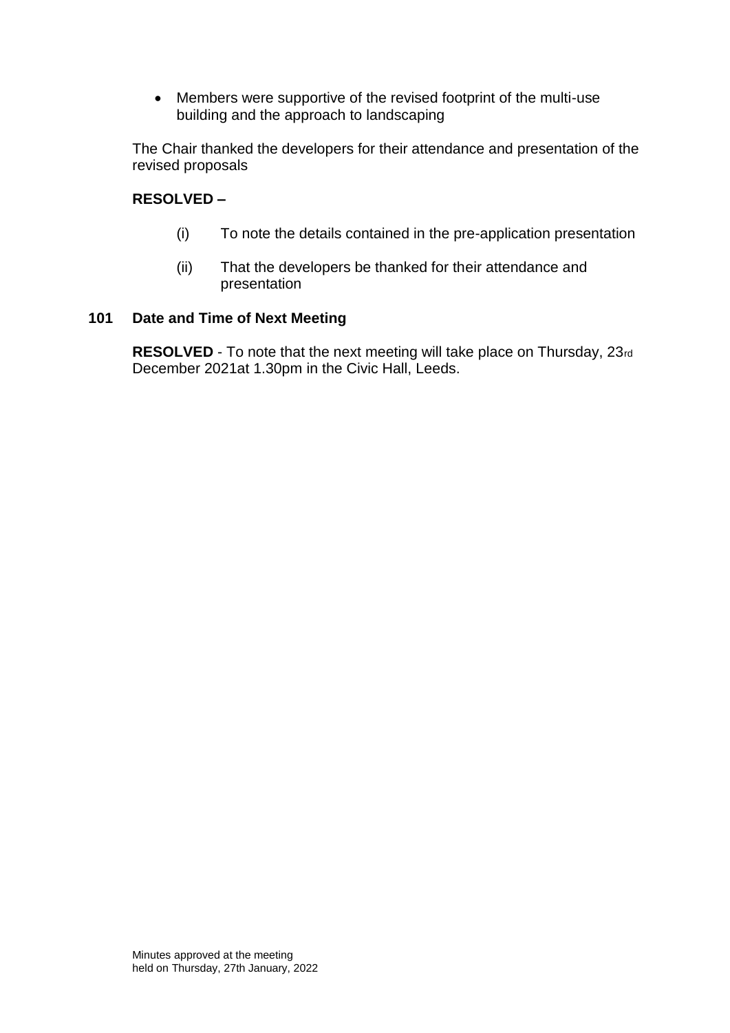- Members were supportive of the revised footprint of the multi-use building and the approach to landscaping

The Chair thanked the developers for their attendance and presentation of the revised proposals

**RESOLVED –**

(i) To note the details contained in the pre-application presentation

(ii) That the developers be thanked for their attendance and presentation

## 101 Date and Time of Next Meeting

**RESOLVED** - To note that the next meeting will take place on Thursday, 23rd December 2021at 1.30pm in the Civic Hall, Leeds.

Minutes approved at the meeting held on Thursday, 27th January, 2022